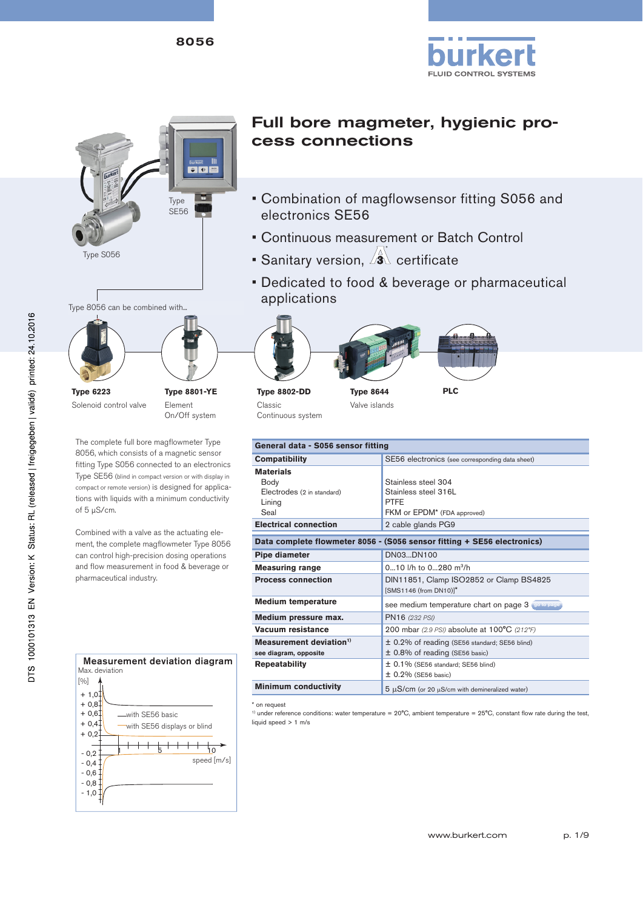8056

# Full bore magmeter, hygienic process connections

- Combination of magflowsensor fitting S056 and electronics SE56
- Continuous measurement or Batch Control
- Sanitary version, 3A certificate
- Dedicated to food & beverage or pharmaceutical applications

Type SE56

Type S056

Type 8056 can be combined with...

**Type 6223**
Solenoid control valve

**Type 8801-YE**
Element
On/Off system

**Type 8802-DD**
Classic
Continuous system

**Type 8644**
Valve islands

**PLC**

The complete full bore magflowmeter Type 8056, which consists of a magnetic sensor fitting Type S056 connected to an electronics Type SE56 (blind in compact version or with display in compact or remote version) is designed for applications with liquids with a minimum conductivity of 5 µS/cm.

Combined with a valve as the actuating element, the complete magflowmeter Type 8056 can control high-precision dosing operations and flow measurement in food & beverage or pharmaceutical industry.

| General data - S056 sensor fitting | |
|---|---|
| **Compatibility** | SE56 electronics (see corresponding data sheet) |
| **Materials** | |
| Body | Stainless steel 304 |
| Electrodes (2 in standard) | Stainless steel 316L |
| Lining | PTFE |
| Seal | FKM or EPDM* (FDA approved) |
| **Electrical connection** | 2 cable glands PG9 |

| Data complete flowmeter 8056 - (S056 sensor fitting + SE56 electronics) | |
|---|---|
| **Pipe diameter** | DN03...DN100 |
| **Measuring range** | 0...10 l/h to 0...280 m³/h |
| **Process connection** | DIN11851, Clamp ISO2852 or Clamp BS4825 [SMS1146 (from DN10)]* |
| **Medium temperature** | see medium temperature chart on page 3 |
| **Medium pressure max.** | PN16 (232 PSI) |
| **Vacuum resistance** | 200 mbar (2.9 PSI) absolute at 100°C (212°F) |
| **Measurement deviation**[1] see diagram, opposite | ± 0.2% of reading (SE56 standard; SE56 blind) ± 0.8% of reading (SE56 basic) |
| **Repeatability** | ± 0.1% (SE56 standard; SE56 blind) ± 0.2% (SE56 basic) |
| **Minimum conductivity** | 5 µS/cm (or 20 µS/cm with demineralized water) |

\* on request
[1] under reference conditions: water temperature = 20°C, ambient temperature = 25°C, constant flow rate during the test, liquid speed > 1 m/s

**Measurement deviation diagram**

Max. deviation [%] (+1,0 to -1,0) versus speed [m/s] (1, 5, 10); curves: with SE56 basic; with SE56 displays or blind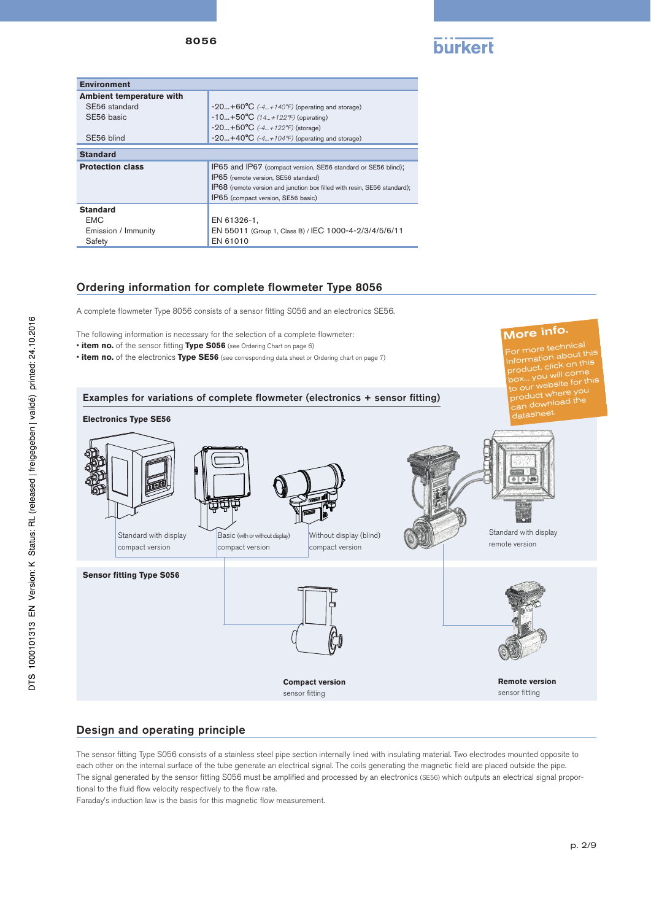| Environment | |
|---|---|
| **Ambient temperature with** | |
| SE56 standard | -20...+60°C *(-4...+140°F)* (operating and storage) |
| SE56 basic | -10...+50°C *(14...+122°F)* (operating) |
| | -20...+50°C *(-4...+122°F)* (storage) |
| SE56 blind | -20...+40°C *(-4...+104°F)* (operating and storage) |
| **Standard** | |
| **Protection class** | IP65 and IP67 (compact version, SE56 standard or SE56 blind); IP65 (remote version, SE56 standard) IP68 (remote version and junction box filled with resin, SE56 standard); IP65 (compact version, SE56 basic) |
| **Standard** | |
| EMC | EN 61326-1, |
| Emission / Immunity | EN 55011 (Group 1, Class B) / IEC 1000-4-2/3/4/5/6/11 |
| Safety | EN 61010 |

## Ordering information for complete flowmeter Type 8056

A complete flowmeter Type 8056 consists of a sensor fitting S056 and an electronics SE56.

The following information is necessary for the selection of a complete flowmeter:
- **item no.** of the sensor fitting **Type S056** (see Ordering Chart on page 6)
- **item no.** of the electronics **Type SE56** (see corresponding data sheet or Ordering chart on page 7)

**More info.**
For more technical information about this product, click on this box... you will come to our website for this product where you can download the datasheet.

### Examples for variations of complete flowmeter (electronics + sensor fitting)

**Electronics Type SE56**

Standard with display compact version

Basic (with or without display) compact version

Without display (blind) compact version

Standard with display remote version

**Sensor fitting Type S056**

**Compact version** sensor fitting

**Remote version** sensor fitting

## Design and operating principle

The sensor fitting Type S056 consists of a stainless steel pipe section internally lined with insulating material. Two electrodes mounted opposite to each other on the internal surface of the tube generate an electrical signal. The coils generating the magnetic field are placed outside the pipe.
The signal generated by the sensor fitting S056 must be amplified and processed by an electronics (SE56) which outputs an electrical signal proportional to the fluid flow velocity respectively to the flow rate.
Faraday's induction law is the basis for this magnetic flow measurement.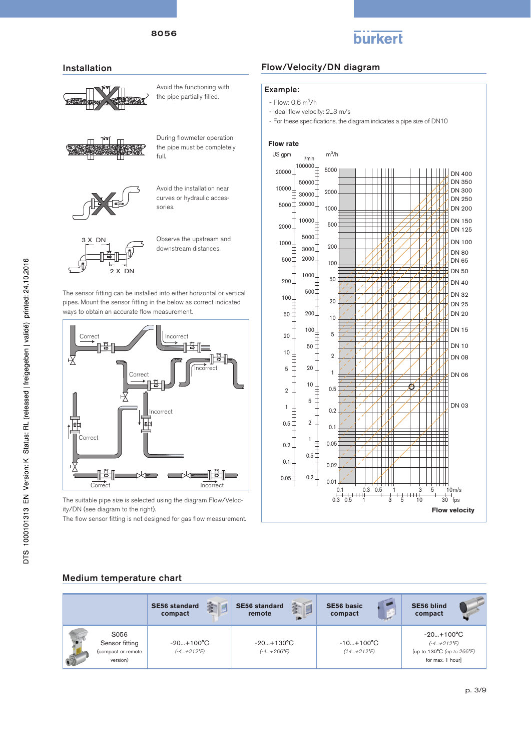## Installation

Avoid the functioning with the pipe partially filled.

During flowmeter operation the pipe must be completely full.

Avoid the installation near curves or hydraulic accessories.

Observe the upstream and downstream distances.

The sensor fitting can be installed into either horizontal or vertical pipes. Mount the sensor fitting in the below as correct indicated ways to obtain an accurate flow measurement.

The suitable pipe size is selected using the diagram Flow/Velocity/DN (see diagram to the right).

The flow sensor fitting is not designed for gas flow measurement.

## Flow/Velocity/DN diagram

**Example:**

- Flow: 0.6 $m^3/h$
- Ideal flow velocity: 2...3 m/s
- For these specifications, the diagram indicates a pipe size of DN10

## Medium temperature chart

| | SE56 standard compact | SE56 standard remote | SE56 basic compact | SE56 blind compact |
|---|---|---|---|---|
| S056 Sensor fitting (compact or remote version) | -20...+100°C *(-4...+212°F)* | -20...+130°C *(-4...+266°F)* | -10...+100°C *(14...+212°F)* | -20...+100°C *(-4...+212°F)* [up to 130°C *(up to 266°F)* for max. 1 hour] |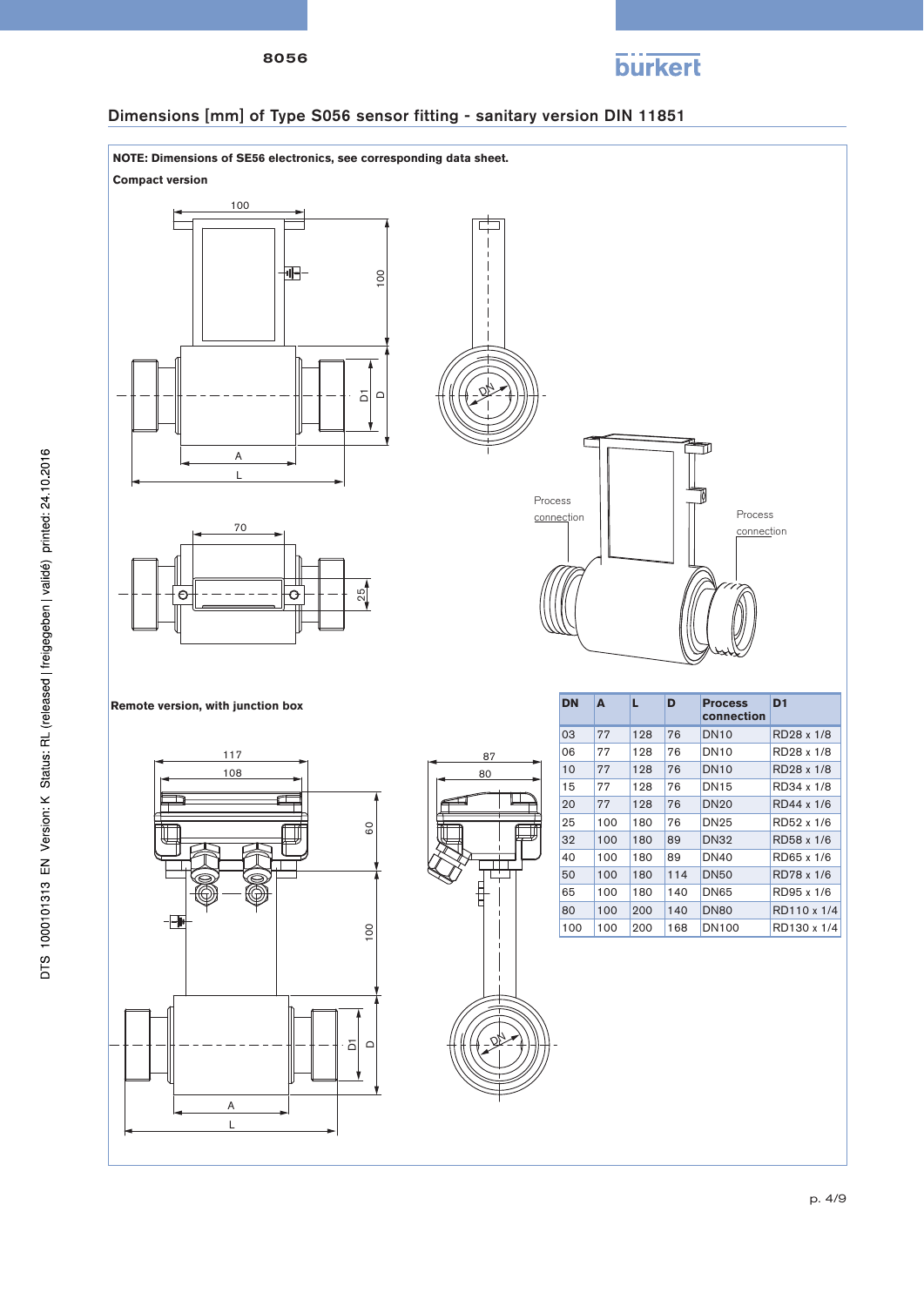## Dimensions [mm] of Type S056 sensor fitting - sanitary version DIN 11851

**NOTE: Dimensions of SE56 electronics, see corresponding data sheet.**

**Compact version**

Process connection

Process connection

**Remote version, with junction box**

| DN | A | L | D | Process connection | D1 |
|---|---|---|---|---|---|
| 03 | 77 | 128 | 76 | DN10 | RD28 x 1/8 |
| 06 | 77 | 128 | 76 | DN10 | RD28 x 1/8 |
| 10 | 77 | 128 | 76 | DN10 | RD28 x 1/8 |
| 15 | 77 | 128 | 76 | DN15 | RD34 x 1/8 |
| 20 | 77 | 128 | 76 | DN20 | RD44 x 1/6 |
| 25 | 100 | 180 | 76 | DN25 | RD52 x 1/6 |
| 32 | 100 | 180 | 89 | DN32 | RD58 x 1/6 |
| 40 | 100 | 180 | 89 | DN40 | RD65 x 1/6 |
| 50 | 100 | 180 | 114 | DN50 | RD78 x 1/6 |
| 65 | 100 | 180 | 140 | DN65 | RD95 x 1/6 |
| 80 | 100 | 200 | 140 | DN80 | RD110 x 1/4 |
| 100 | 100 | 200 | 168 | DN100 | RD130 x 1/4 |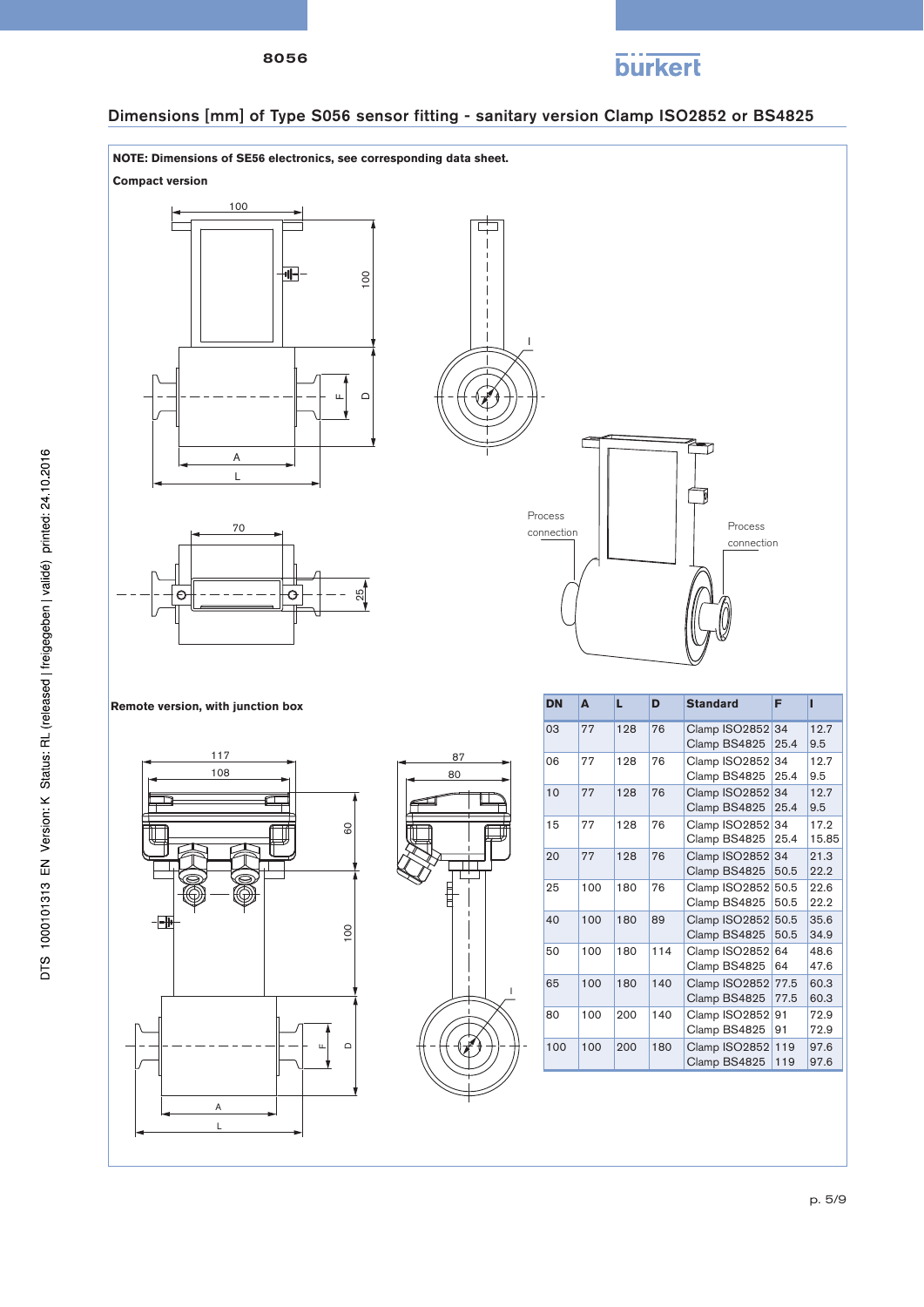## Dimensions [mm] of Type S056 sensor fitting - sanitary version Clamp ISO2852 or BS4825

**NOTE: Dimensions of SE56 electronics, see corresponding data sheet.**

**Compact version**

**Remote version, with junction box**

| DN | A | L | D | Standard | F | I |
|---|---|---|---|---|---|---|
| 03 | 77 | 128 | 76 | Clamp ISO2852<br>Clamp BS4825 | 34<br>25.4 | 12.7<br>9.5 |
| 06 | 77 | 128 | 76 | Clamp ISO2852<br>Clamp BS4825 | 34<br>25.4 | 12.7<br>9.5 |
| 10 | 77 | 128 | 76 | Clamp ISO2852<br>Clamp BS4825 | 34<br>25.4 | 12.7<br>9.5 |
| 15 | 77 | 128 | 76 | Clamp ISO2852<br>Clamp BS4825 | 34<br>25.4 | 17.2<br>15.85 |
| 20 | 77 | 128 | 76 | Clamp ISO2852<br>Clamp BS4825 | 34<br>50.5 | 21.3<br>22.2 |
| 25 | 100 | 180 | 76 | Clamp ISO2852<br>Clamp BS4825 | 50.5<br>50.5 | 22.6<br>22.2 |
| 40 | 100 | 180 | 89 | Clamp ISO2852<br>Clamp BS4825 | 50.5<br>50.5 | 35.6<br>34.9 |
| 50 | 100 | 180 | 114 | Clamp ISO2852<br>Clamp BS4825 | 64<br>64 | 48.6<br>47.6 |
| 65 | 100 | 180 | 140 | Clamp ISO2852<br>Clamp BS4825 | 77.5<br>77.5 | 60.3<br>60.3 |
| 80 | 100 | 200 | 140 | Clamp ISO2852<br>Clamp BS4825 | 91<br>91 | 72.9<br>72.9 |
| 100 | 100 | 200 | 180 | Clamp ISO2852<br>Clamp BS4825 | 119<br>119 | 97.6<br>97.6 |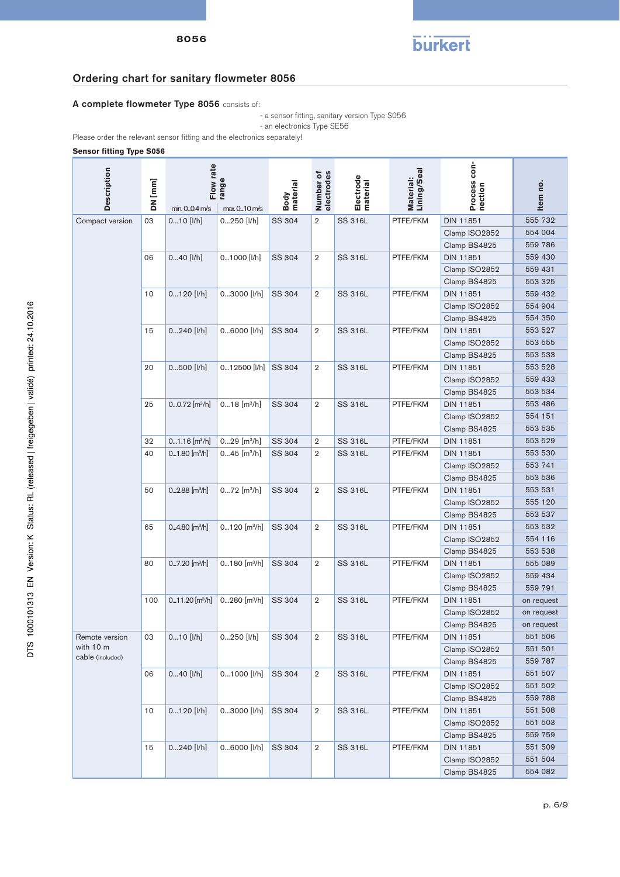## Ordering chart for sanitary flowmeter 8056

**A complete flowmeter Type 8056** consists of:

- a sensor fitting, sanitary version Type S056
- an electronics Type SE56

Please order the relevant sensor fitting and the electronics separately!

**Sensor fitting Type S056**

| Description | DN [mm] | Flow rate range min. 0...0.4 m/s | Flow rate range max. 0...10 m/s | Body material | Number of electrodes | Electrode material | Material: Lining/Seal | Process connection | Item no. |
|---|---|---|---|---|---|---|---|---|---|
| Compact version | 03 | 0...10 [l/h] | 0...250 [l/h] | SS 304 | 2 | SS 316L | PTFE/FKM | DIN 11851 | 555 732 |
| | | | | | | | | Clamp ISO2852 | 554 004 |
| | | | | | | | | Clamp BS4825 | 559 786 |
| | 06 | 0...40 [l/h] | 0...1000 [l/h] | SS 304 | 2 | SS 316L | PTFE/FKM | DIN 11851 | 559 430 |
| | | | | | | | | Clamp ISO2852 | 559 431 |
| | | | | | | | | Clamp BS4825 | 553 325 |
| | 10 | 0...120 [l/h] | 0...3000 [l/h] | SS 304 | 2 | SS 316L | PTFE/FKM | DIN 11851 | 559 432 |
| | | | | | | | | Clamp ISO2852 | 554 904 |
| | | | | | | | | Clamp BS4825 | 554 350 |
| | 15 | 0...240 [l/h] | 0...6000 [l/h] | SS 304 | 2 | SS 316L | PTFE/FKM | DIN 11851 | 553 527 |
| | | | | | | | | Clamp ISO2852 | 553 555 |
| | | | | | | | | Clamp BS4825 | 553 533 |
| | 20 | 0...500 [l/h] | 0...12500 [l/h] | SS 304 | 2 | SS 316L | PTFE/FKM | DIN 11851 | 553 528 |
| | | | | | | | | Clamp ISO2852 | 559 433 |
| | | | | | | | | Clamp BS4825 | 553 534 |
| | 25 | 0...0.72 [m³/h] | 0...18 [m³/h] | SS 304 | 2 | SS 316L | PTFE/FKM | DIN 11851 | 553 486 |
| | | | | | | | | Clamp ISO2852 | 554 151 |
| | | | | | | | | Clamp BS4825 | 553 535 |
| | 32 | 0...1.16 [m³/h] | 0...29 [m³/h] | SS 304 | 2 | SS 316L | PTFE/FKM | DIN 11851 | 553 529 |
| | 40 | 0...1.80 [m³/h] | 0...45 [m³/h] | SS 304 | 2 | SS 316L | PTFE/FKM | DIN 11851 | 553 530 |
| | | | | | | | | Clamp ISO2852 | 553 741 |
| | | | | | | | | Clamp BS4825 | 553 536 |
| | 50 | 0...2.88 [m³/h] | 0...72 [m³/h] | SS 304 | 2 | SS 316L | PTFE/FKM | DIN 11851 | 553 531 |
| | | | | | | | | Clamp ISO2852 | 555 120 |
| | | | | | | | | Clamp BS4825 | 553 537 |
| | 65 | 0...4.80 [m³/h] | 0...120 [m³/h] | SS 304 | 2 | SS 316L | PTFE/FKM | DIN 11851 | 553 532 |
| | | | | | | | | Clamp ISO2852 | 554 116 |
| | | | | | | | | Clamp BS4825 | 553 538 |
| | 80 | 0...7.20 [m³/h] | 0...180 [m³/h] | SS 304 | 2 | SS 316L | PTFE/FKM | DIN 11851 | 555 089 |
| | | | | | | | | Clamp ISO2852 | 559 434 |
| | | | | | | | | Clamp BS4825 | 559 791 |
| | 100 | 0...11.20 [m³/h] | 0...280 [m³/h] | SS 304 | 2 | SS 316L | PTFE/FKM | DIN 11851 | on request |
| | | | | | | | | Clamp ISO2852 | on request |
| | | | | | | | | Clamp BS4825 | on request |
| Remote version with 10 m cable (included) | 03 | 0...10 [l/h] | 0...250 [l/h] | SS 304 | 2 | SS 316L | PTFE/FKM | DIN 11851 | 551 506 |
| | | | | | | | | Clamp ISO2852 | 551 501 |
| | | | | | | | | Clamp BS4825 | 559 787 |
| | 06 | 0...40 [l/h] | 0...1000 [l/h] | SS 304 | 2 | SS 316L | PTFE/FKM | DIN 11851 | 551 507 |
| | | | | | | | | Clamp ISO2852 | 551 502 |
| | | | | | | | | Clamp BS4825 | 559 788 |
| | 10 | 0...120 [l/h] | 0...3000 [l/h] | SS 304 | 2 | SS 316L | PTFE/FKM | DIN 11851 | 551 508 |
| | | | | | | | | Clamp ISO2852 | 551 503 |
| | | | | | | | | Clamp BS4825 | 559 759 |
| | 15 | 0...240 [l/h] | 0...6000 [l/h] | SS 304 | 2 | SS 316L | PTFE/FKM | DIN 11851 | 551 509 |
| | | | | | | | | Clamp ISO2852 | 551 504 |
| | | | | | | | | Clamp BS4825 | 554 082 |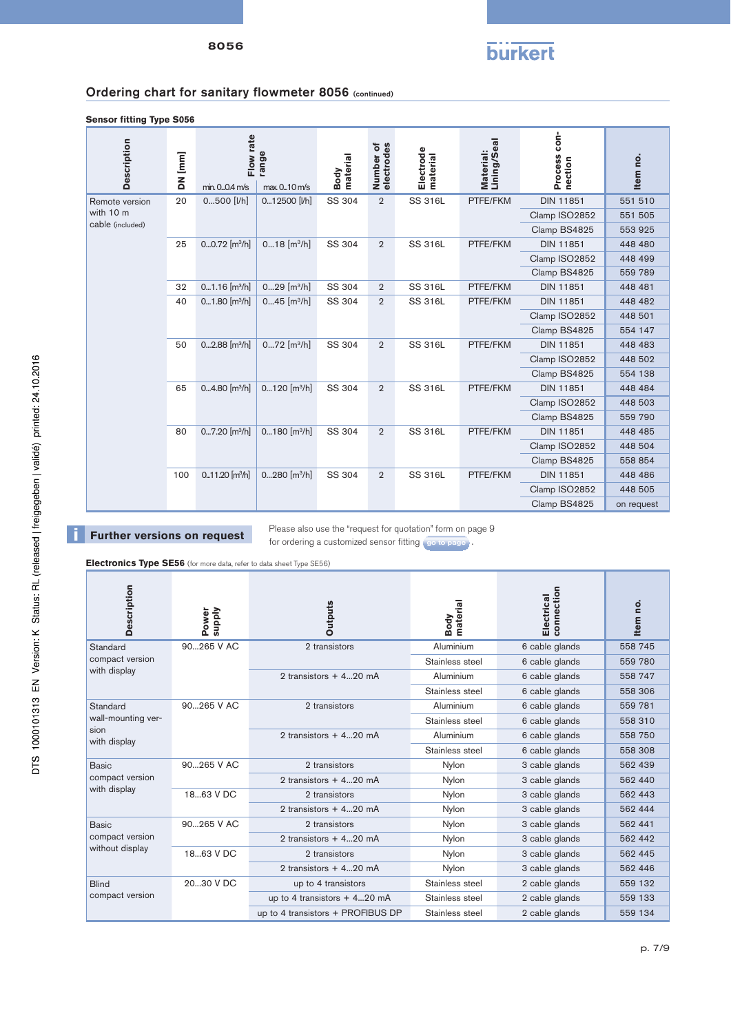## Ordering chart for sanitary flowmeter 8056 (continued)

### Sensor fitting Type S056

| Description | DN [mm] | Flow rate range min. 0...0.4 m/s | Flow rate range max. 0...10 m/s | Body material | Number of electrodes | Electrode material | Material: Lining/Seal | Process connection | Item no. |
|---|---|---|---|---|---|---|---|---|---|
| Remote version with 10 m cable (included) | 20 | 0...500 [l/h] | 0...12500 [l/h] | SS 304 | 2 | SS 316L | PTFE/FKM | DIN 11851 | 551 510 |
| | | | | | | | | Clamp ISO2852 | 551 505 |
| | | | | | | | | Clamp BS4825 | 553 925 |
| | 25 | 0...0.72 [m³/h] | 0...18 [m³/h] | SS 304 | 2 | SS 316L | PTFE/FKM | DIN 11851 | 448 480 |
| | | | | | | | | Clamp ISO2852 | 448 499 |
| | | | | | | | | Clamp BS4825 | 559 789 |
| | 32 | 0...1.16 [m³/h] | 0...29 [m³/h] | SS 304 | 2 | SS 316L | PTFE/FKM | DIN 11851 | 448 481 |
| | 40 | 0...1.80 [m³/h] | 0...45 [m³/h] | SS 304 | 2 | SS 316L | PTFE/FKM | DIN 11851 | 448 482 |
| | | | | | | | | Clamp ISO2852 | 448 501 |
| | | | | | | | | Clamp BS4825 | 554 147 |
| | 50 | 0...2.88 [m³/h] | 0...72 [m³/h] | SS 304 | 2 | SS 316L | PTFE/FKM | DIN 11851 | 448 483 |
| | | | | | | | | Clamp ISO2852 | 448 502 |
| | | | | | | | | Clamp BS4825 | 554 138 |
| | 65 | 0...4.80 [m³/h] | 0...120 [m³/h] | SS 304 | 2 | SS 316L | PTFE/FKM | DIN 11851 | 448 484 |
| | | | | | | | | Clamp ISO2852 | 448 503 |
| | | | | | | | | Clamp BS4825 | 559 790 |
| | 80 | 0...7.20 [m³/h] | 0...180 [m³/h] | SS 304 | 2 | SS 316L | PTFE/FKM | DIN 11851 | 448 485 |
| | | | | | | | | Clamp ISO2852 | 448 504 |
| | | | | | | | | Clamp BS4825 | 558 854 |
| | 100 | 0...11.20 [m³/h] | 0...280 [m³/h] | SS 304 | 2 | SS 316L | PTFE/FKM | DIN 11851 | 448 486 |
| | | | | | | | | Clamp ISO2852 | 448 505 |
| | | | | | | | | Clamp BS4825 | on request |

**Further versions on request**

Please also use the "request for quotation" form on page 9 for ordering a customized sensor fitting go to page.

### Electronics Type SE56 (for more data, refer to data sheet Type SE56)

| Description | Power supply | Outputs | Body material | Electrical connection | Item no. |
|---|---|---|---|---|---|
| Standard compact version with display | 90...265 V AC | 2 transistors | Aluminium | 6 cable glands | 558 745 |
| | | | Stainless steel | 6 cable glands | 559 780 |
| | | 2 transistors + 4...20 mA | Aluminium | 6 cable glands | 558 747 |
| | | | Stainless steel | 6 cable glands | 558 306 |
| Standard wall-mounting version with display | 90...265 V AC | 2 transistors | Aluminium | 6 cable glands | 559 781 |
| | | | Stainless steel | 6 cable glands | 558 310 |
| | | 2 transistors + 4...20 mA | Aluminium | 6 cable glands | 558 750 |
| | | | Stainless steel | 6 cable glands | 558 308 |
| Basic compact version with display | 90...265 V AC | 2 transistors | Nylon | 3 cable glands | 562 439 |
| | | 2 transistors + 4...20 mA | Nylon | 3 cable glands | 562 440 |
| | 18...63 V DC | 2 transistors | Nylon | 3 cable glands | 562 443 |
| | | 2 transistors + 4...20 mA | Nylon | 3 cable glands | 562 444 |
| Basic compact version without display | 90...265 V AC | 2 transistors | Nylon | 3 cable glands | 562 441 |
| | | 2 transistors + 4...20 mA | Nylon | 3 cable glands | 562 442 |
| | 18...63 V DC | 2 transistors | Nylon | 3 cable glands | 562 445 |
| | | 2 transistors + 4...20 mA | Nylon | 3 cable glands | 562 446 |
| Blind compact version | 20...30 V DC | up to 4 transistors | Stainless steel | 2 cable glands | 559 132 |
| | | up to 4 transistors + 4...20 mA | Stainless steel | 2 cable glands | 559 133 |
| | | up to 4 transistors + PROFIBUS DP | Stainless steel | 2 cable glands | 559 134 |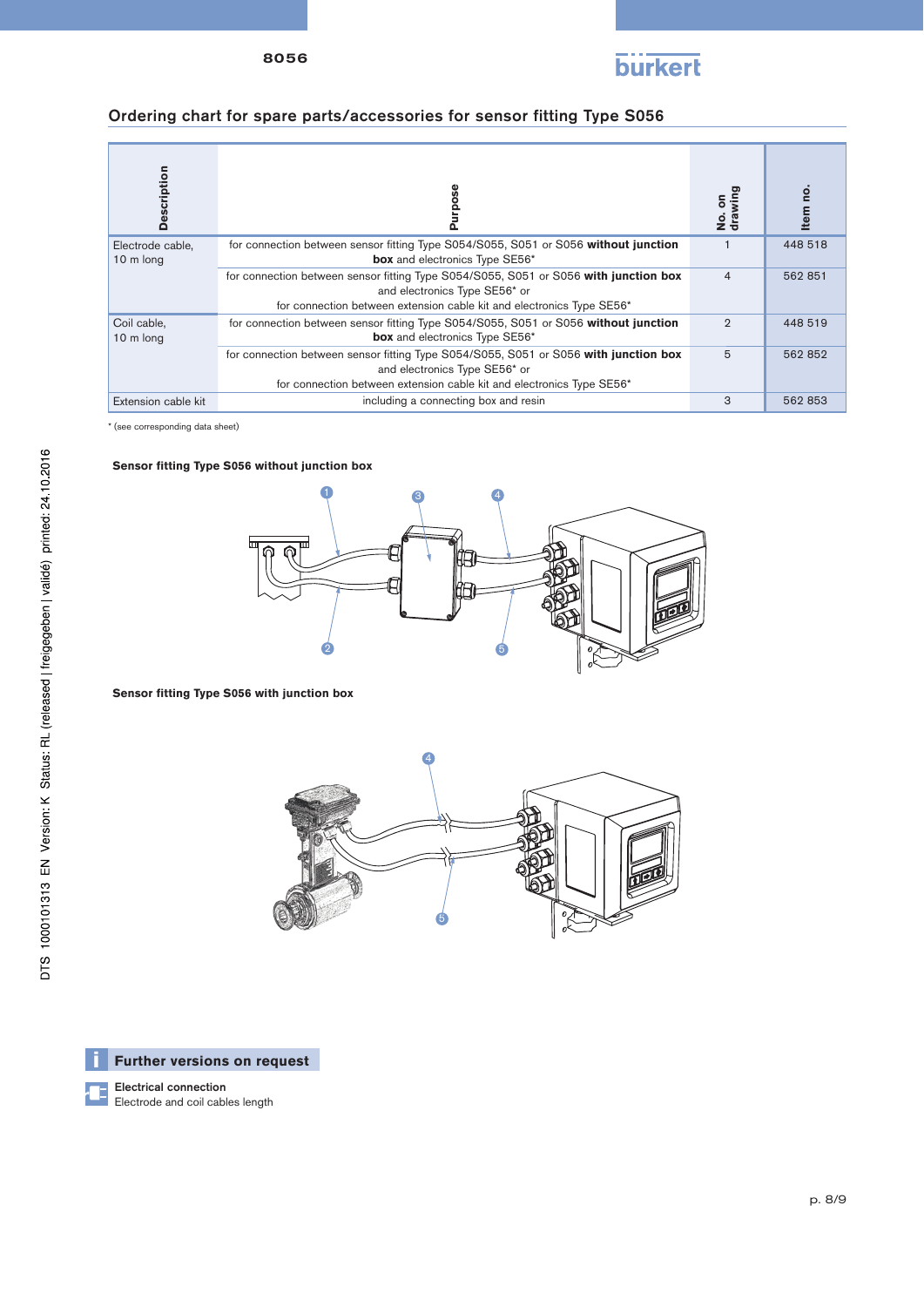## Ordering chart for spare parts/accessories for sensor fitting Type S056

| Description | Purpose | No. on drawing | Item no. |
|---|---|---|---|
| Electrode cable, 10 m long | for connection between sensor fitting Type S054/S055, S051 or S056 **without junction box** and electronics Type SE56* | 1 | 448 518 |
| | for connection between sensor fitting Type S054/S055, S051 or S056 **with junction box** and electronics Type SE56* or for connection between extension cable kit and electronics Type SE56* | 4 | 562 851 |
| Coil cable, 10 m long | for connection between sensor fitting Type S054/S055, S051 or S056 **without junction box** and electronics Type SE56* | 2 | 448 519 |
| | for connection between sensor fitting Type S054/S055, S051 or S056 **with junction box** and electronics Type SE56* or for connection between extension cable kit and electronics Type SE56* | 5 | 562 852 |
| Extension cable kit | including a connecting box and resin | 3 | 562 853 |

* (see corresponding data sheet)

**Sensor fitting Type S056 without junction box**

**Sensor fitting Type S056 with junction box**

**Further versions on request**

**Electrical connection**
Electrode and coil cables length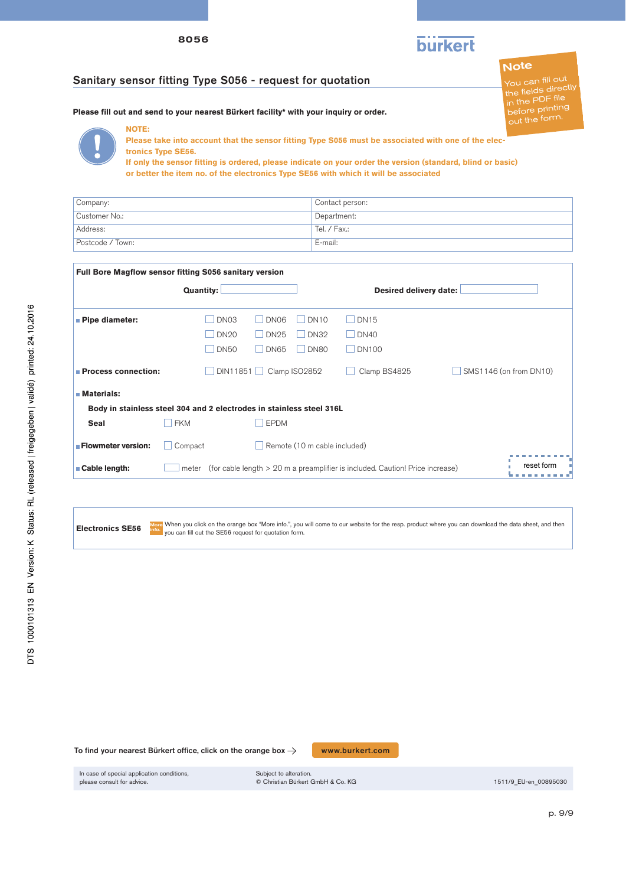## Sanitary sensor fitting Type S056 - request for quotation

**Note**
You can fill out the fields directly in the PDF file before printing out the form.

**Please fill out and send to your nearest Bürkert facility* with your inquiry or order.**

**NOTE:**
**Please take into account that the sensor fitting Type S056 must be associated with one of the electronics Type SE56.**
**If only the sensor fitting is ordered, please indicate on your order the version (standard, blind or basic) or better the item no. of the electronics Type SE56 with which it will be associated**

| | |
|---|---|
| Company: | Contact person: |
| Customer No.: | Department: |
| Address: | Tel. / Fax.: |
| Postcode / Town: | E-mail: |

**Full Bore Magflow sensor fitting S056 sanitary version**

**Quantity:** ____________ **Desired delivery date:** ____________

- **Pipe diameter:**
  - ☐ DN03 ☐ DN06 ☐ DN10 ☐ DN15
  - ☐ DN20 ☐ DN25 ☐ DN32 ☐ DN40
  - ☐ DN50 ☐ DN65 ☐ DN80 ☐ DN100
- **Process connection:** ☐ DIN11851 ☐ Clamp ISO2852 ☐ Clamp BS4825 ☐ SMS1146 (on from DN10)
- **Materials:**
  - **Body in stainless steel 304 and 2 electrodes in stainless steel 316L**
  - **Seal** ☐ FKM ☐ EPDM
- **Flowmeter version:** ☐ Compact ☐ Remote (10 m cable included)
- **Cable length:** ______ meter (for cable length > 20 m a preamplifier is included. Caution! Price increase)

reset form

**Electronics SE56** More info. When you click on the orange box "More info.", you will come to our website for the resp. product where you can download the data sheet, and then you can fill out the SE56 request for quotation form.

To find your nearest Bürkert office, click on the orange box → **www.burkert.com**

In case of special application conditions, please consult for advice.

Subject to alteration.
© Christian Bürkert GmbH & Co. KG

1511/9_EU-en_00895030